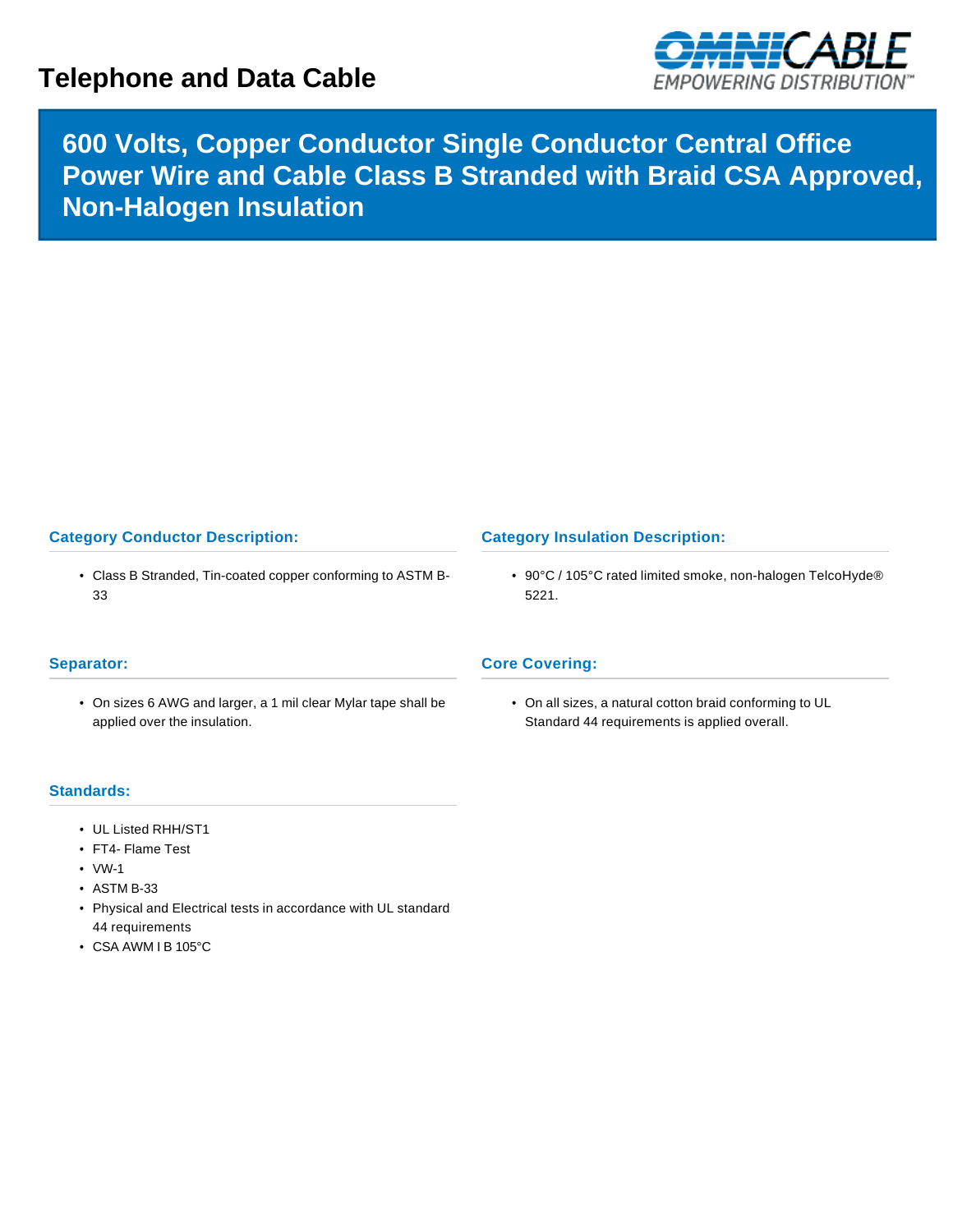# Telephone and Data Cable

## 600 Volts, Copper Conductor Single Conductor Central Office Power Wire and Cable Class B Stranded with Braid CSA Approved, Non-Halogen Insulation

### Category Conductor Description:

- Class B Stranded, Tin-coated copper conforming to ASTM B-33

### Category Insulation Description:

- 90°C / 105°C rated limited smoke, non-halogen TelcoHyde® 5221.

### Separator:

- On sizes 6 AWG and larger, a 1 mil clear Mylar tape shall be applied over the insulation.

### Core Covering:

- On all sizes, a natural cotton braid conforming to UL Standard 44 requirements is applied overall.

### Standards:

- UL Listed RHH/ST1
- FT4- Flame Test
- VW-1
- ASTM B-33
- Physical and Electrical tests in accordance with UL standard 44 requirements
- CSA AWM I B 105°C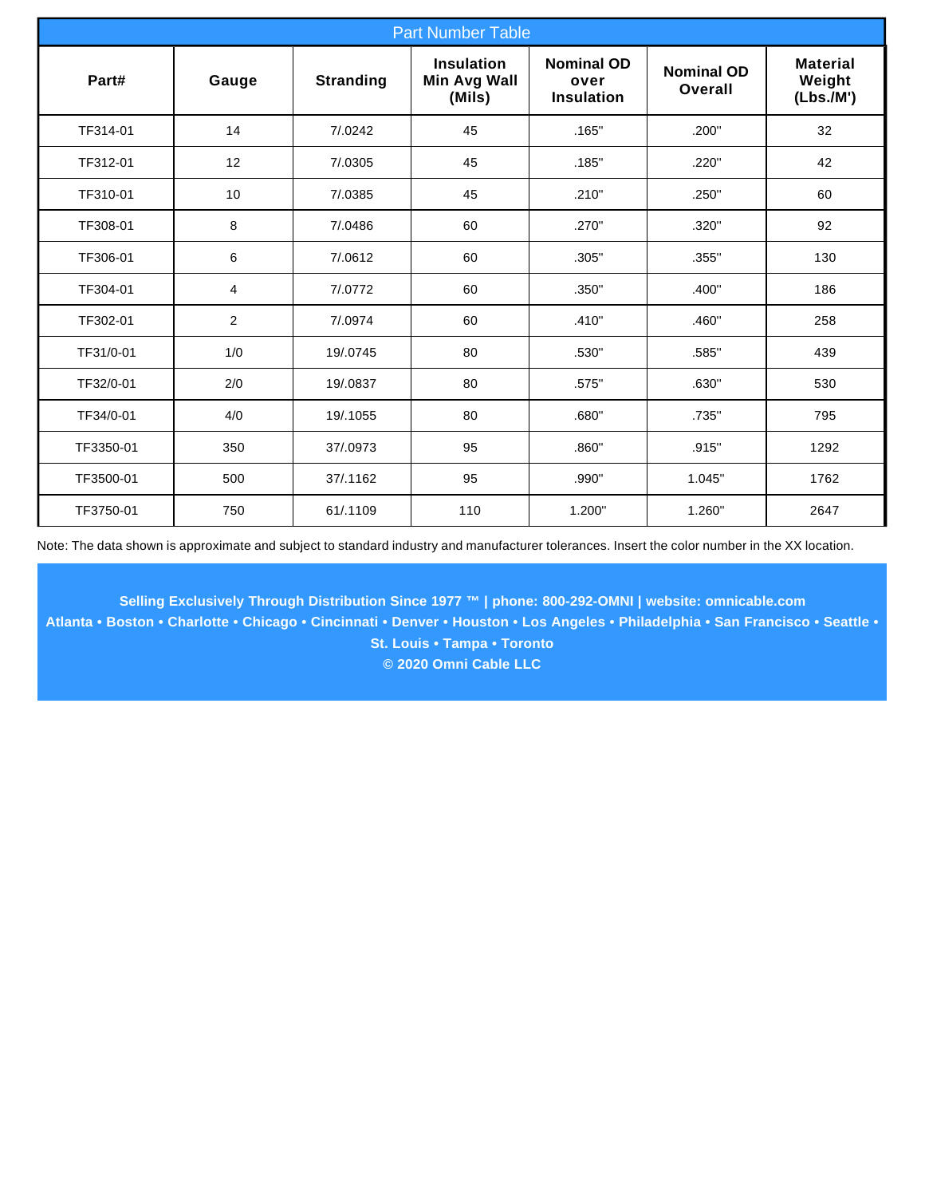## Part Number Table

| Part# | Gauge | Stranding | Insulation Min Avg Wall (Mils) | Nominal OD over Insulation | Nominal OD Overall | Material Weight (Lbs./M') |
|---|---|---|---|---|---|---|
| TF314-01 | 14 | 7/.0242 | 45 | .165" | .200" | 32 |
| TF312-01 | 12 | 7/.0305 | 45 | .185" | .220" | 42 |
| TF310-01 | 10 | 7/.0385 | 45 | .210" | .250" | 60 |
| TF308-01 | 8 | 7/.0486 | 60 | .270" | .320" | 92 |
| TF306-01 | 6 | 7/.0612 | 60 | .305" | .355" | 130 |
| TF304-01 | 4 | 7/.0772 | 60 | .350" | .400" | 186 |
| TF302-01 | 2 | 7/.0974 | 60 | .410" | .460" | 258 |
| TF31/0-01 | 1/0 | 19/.0745 | 80 | .530" | .585" | 439 |
| TF32/0-01 | 2/0 | 19/.0837 | 80 | .575" | .630" | 530 |
| TF34/0-01 | 4/0 | 19/.1055 | 80 | .680" | .735" | 795 |
| TF3350-01 | 350 | 37/.0973 | 95 | .860" | .915" | 1292 |
| TF3500-01 | 500 | 37/.1162 | 95 | .990" | 1.045" | 1762 |
| TF3750-01 | 750 | 61/.1109 | 110 | 1.200" | 1.260" | 2647 |

Note: The data shown is approximate and subject to standard industry and manufacturer tolerances. Insert the color number in the XX location.

**Selling Exclusively Through Distribution Since 1977 ™ | phone: 800-292-OMNI | website: omnicable.com**

**Atlanta • Boston • Charlotte • Chicago • Cincinnati • Denver • Houston • Los Angeles • Philadelphia • San Francisco • Seattle • St. Louis • Tampa • Toronto**

**© 2020 Omni Cable LLC**